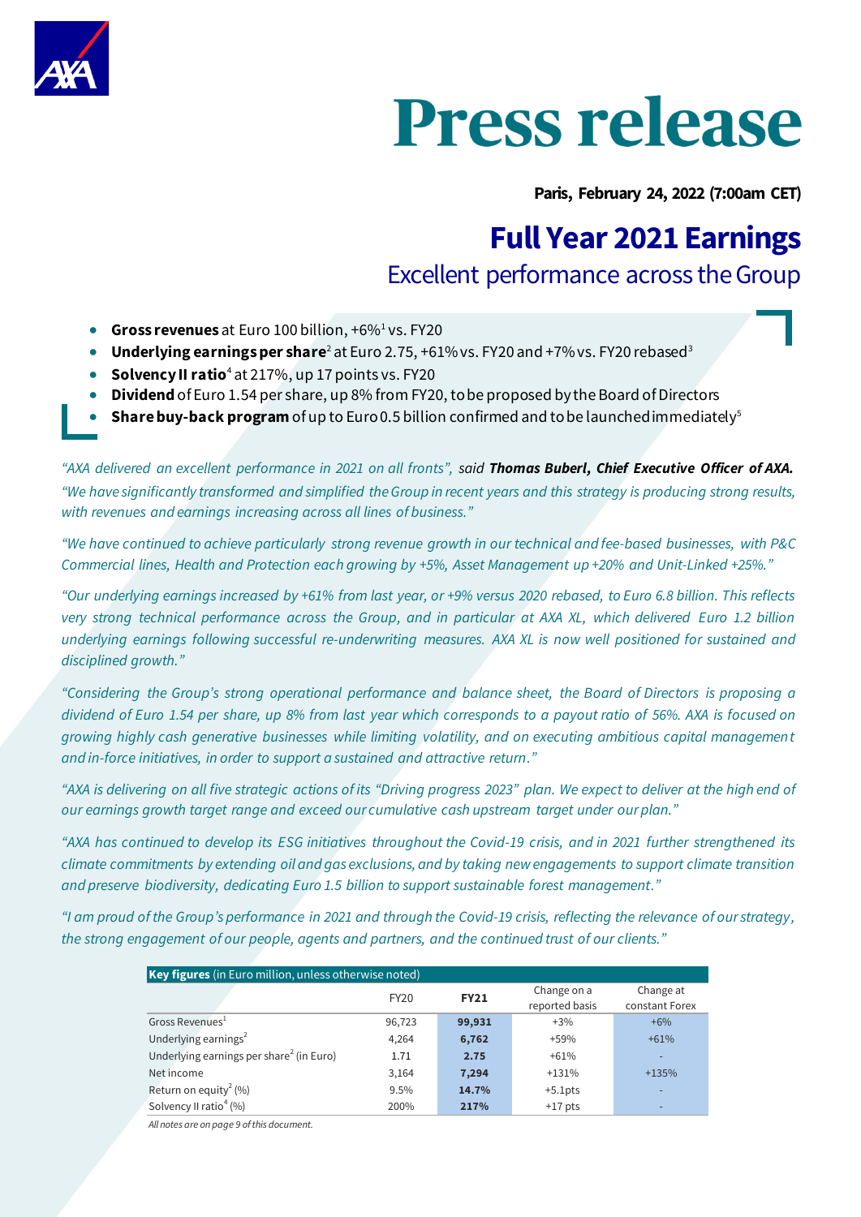# Press release

**Paris, February 24, 2022 (7:00am CET)**

## Full Year 2021 Earnings

### Excellent performance across the Group

- **Gross revenues** at Euro 100 billion, +6%[1] vs. FY20
- **Underlying earnings per share**[2] at Euro 2.75, +61% vs. FY20 and +7% vs. FY20 rebased[3]
- **Solvency II ratio**[4] at 217%, up 17 points vs. FY20
- **Dividend** of Euro 1.54 per share, up 8% from FY20, to be proposed by the Board of Directors
- **Share buy-back program** of up to Euro 0.5 billion confirmed and to be launched immediately[5]

*"AXA delivered an excellent performance in 2021 on all fronts",* said ***Thomas Buberl, Chief Executive Officer of AXA.*** *"We have significantly transformed and simplified the Group in recent years and this strategy is producing strong results, with revenues and earnings increasing across all lines of business."*

*"We have continued to achieve particularly strong revenue growth in our technical and fee-based businesses, with P&C Commercial lines, Health and Protection each growing by +5%, Asset Management up +20% and Unit-Linked +25%."*

*"Our underlying earnings increased by +61% from last year, or +9% versus 2020 rebased, to Euro 6.8 billion. This reflects very strong technical performance across the Group, and in particular at AXA XL, which delivered Euro 1.2 billion underlying earnings following successful re-underwriting measures. AXA XL is now well positioned for sustained and disciplined growth."*

*"Considering the Group's strong operational performance and balance sheet, the Board of Directors is proposing a dividend of Euro 1.54 per share, up 8% from last year which corresponds to a payout ratio of 56%. AXA is focused on growing highly cash generative businesses while limiting volatility, and on executing ambitious capital management and in-force initiatives, in order to support a sustained and attractive return."*

*"AXA is delivering on all five strategic actions of its "Driving progress 2023" plan. We expect to deliver at the high end of our earnings growth target range and exceed our cumulative cash upstream target under our plan."*

*"AXA has continued to develop its ESG initiatives throughout the Covid-19 crisis, and in 2021 further strengthened its climate commitments by extending oil and gas exclusions, and by taking new engagements to support climate transition and preserve biodiversity, dedicating Euro 1.5 billion to support sustainable forest management."*

*"I am proud of the Group's performance in 2021 and through the Covid-19 crisis, reflecting the relevance of our strategy, the strong engagement of our people, agents and partners, and the continued trust of our clients."*

| **Key figures** (in Euro million, unless otherwise noted) | FY20 | **FY21** | Change on a reported basis | Change at constant Forex |
|---|---|---|---|---|
| Gross Revenues[1] | 96,723 | **99,931** | +3% | +6% |
| Underlying earnings[2] | 4,264 | **6,762** | +59% | +61% |
| Underlying earnings per share[2] (in Euro) | 1.71 | **2.75** | +61% | - |
| Net income | 3,164 | **7,294** | +131% | +135% |
| Return on equity[2] (%) | 9.5% | **14.7%** | +5.1pts | - |
| Solvency II ratio[4] (%) | 200% | **217%** | +17 pts | - |

*All notes are on page 9 of this document.*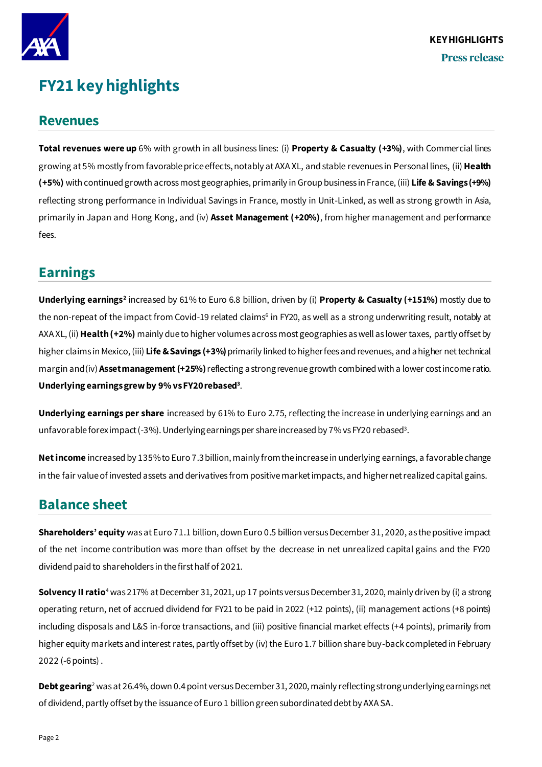# FY21 key highlights

## Revenues

**Total revenues were up** 6% with growth in all business lines: (i) **Property & Casualty (+3%)**, with Commercial lines growing at 5% mostly from favorable price effects, notably at AXA XL, and stable revenues in Personal lines, (ii) **Health (+5%)** with continued growth across most geographies, primarily in Group business in France, (iii) **Life & Savings (+9%)** reflecting strong performance in Individual Savings in France, mostly in Unit-Linked, as well as strong growth in Asia, primarily in Japan and Hong Kong, and (iv) **Asset Management (+20%)**, from higher management and performance fees.

## Earnings

**Underlying earnings[2]** increased by 61% to Euro 6.8 billion, driven by (i) **Property & Casualty (+151%)** mostly due to the non-repeat of the impact from Covid-19 related claims[6] in FY20, as well as a strong underwriting result, notably at AXA XL, (ii) **Health (+2%)** mainly due to higher volumes across most geographies as well as lower taxes, partly offset by higher claims in Mexico, (iii) **Life & Savings (+3%)** primarily linked to higher fees and revenues, and a higher net technical margin and (iv) **Asset management (+25%)** reflecting a strong revenue growth combined with a lower cost income ratio. **Underlying earnings grew by 9% vs FY20 rebased[3]**.

**Underlying earnings per share** increased by 61% to Euro 2.75, reflecting the increase in underlying earnings and an unfavorable forex impact (-3%). Underlying earnings per share increased by 7% vs FY20 rebased[3].

**Net income** increased by 135% to Euro 7.3 billion, mainly from the increase in underlying earnings, a favorable change in the fair value of invested assets and derivatives from positive market impacts, and higher net realized capital gains.

## Balance sheet

**Shareholders' equity** was at Euro 71.1 billion, down Euro 0.5 billion versus December 31, 2020, as the positive impact of the net income contribution was more than offset by the decrease in net unrealized capital gains and the FY20 dividend paid to shareholders in the first half of 2021.

**Solvency II ratio**[4] was 217% at December 31, 2021, up 17 points versus December 31, 2020, mainly driven by (i) a strong operating return, net of accrued dividend for FY21 to be paid in 2022 (+12 points), (ii) management actions (+8 points) including disposals and L&S in-force transactions, and (iii) positive financial market effects (+4 points), primarily from higher equity markets and interest rates, partly offset by (iv) the Euro 1.7 billion share buy-back completed in February 2022 (-6 points) .

**Debt gearing**[2] was at 26.4%, down 0.4 point versus December 31, 2020, mainly reflecting strong underlying earnings net of dividend, partly offset by the issuance of Euro 1 billion green subordinated debt by AXA SA.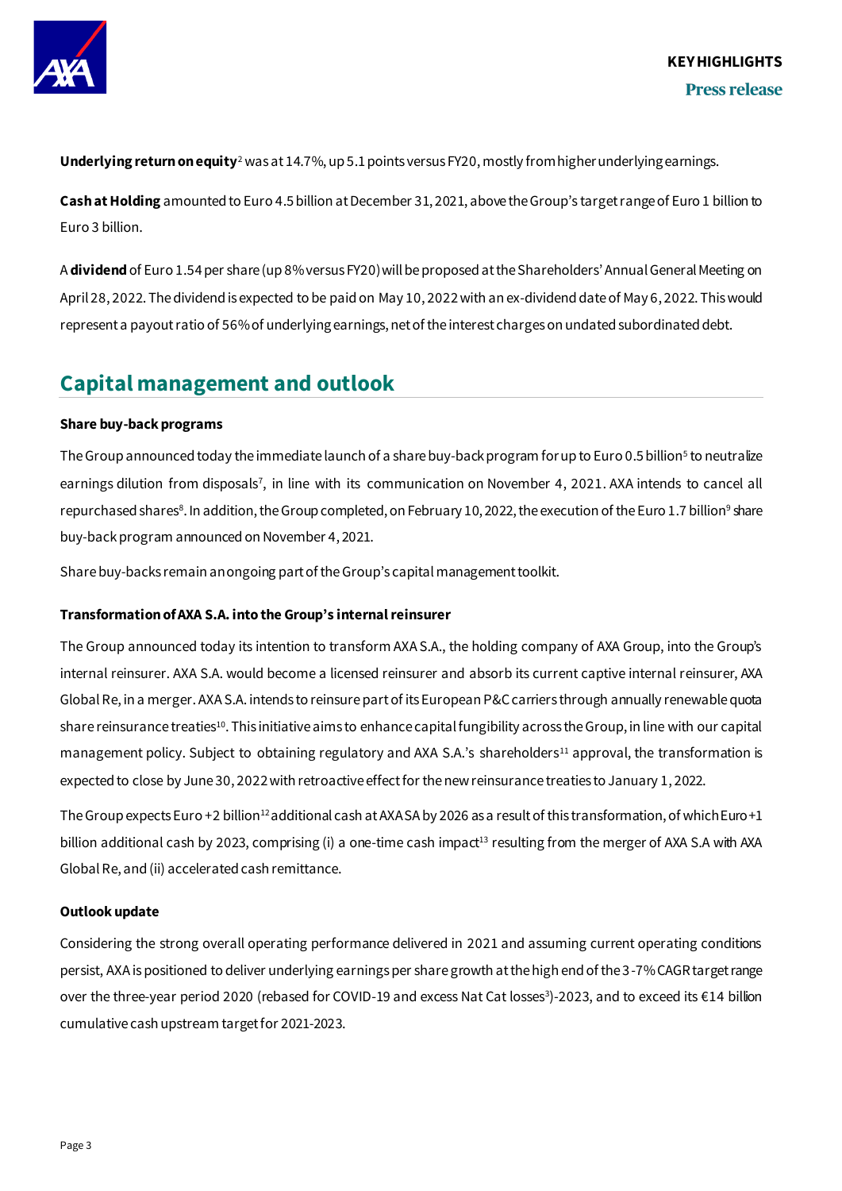**Underlying return on equity**[2] was at 14.7%, up 5.1 points versus FY20, mostly from higher underlying earnings.

**Cash at Holding** amounted to Euro 4.5 billion at December 31, 2021, above the Group's target range of Euro 1 billion to Euro 3 billion.

A **dividend** of Euro 1.54 per share (up 8% versus FY20) will be proposed at the Shareholders' Annual General Meeting on April 28, 2022. The dividend is expected to be paid on May 10, 2022 with an ex-dividend date of May 6, 2022. This would represent a payout ratio of 56% of underlying earnings, net of the interest charges on undated subordinated debt.

## Capital management and outlook

**Share buy-back programs**

The Group announced today the immediate launch of a share buy-back program for up to Euro 0.5 billion[5] to neutralize earnings dilution from disposals[7], in line with its communication on November 4, 2021. AXA intends to cancel all repurchased shares[8]. In addition, the Group completed, on February 10, 2022, the execution of the Euro 1.7 billion[9] share buy-back program announced on November 4, 2021.

Share buy-backs remain an ongoing part of the Group's capital management toolkit.

**Transformation of AXA S.A. into the Group's internal reinsurer**

The Group announced today its intention to transform AXA S.A., the holding company of AXA Group, into the Group's internal reinsurer. AXA S.A. would become a licensed reinsurer and absorb its current captive internal reinsurer, AXA Global Re, in a merger. AXA S.A. intends to reinsure part of its European P&C carriers through annually renewable quota share reinsurance treaties[10]. This initiative aims to enhance capital fungibility across the Group, in line with our capital management policy. Subject to obtaining regulatory and AXA S.A.'s shareholders[11] approval, the transformation is expected to close by June 30, 2022 with retroactive effect for the new reinsurance treaties to January 1, 2022.

The Group expects Euro +2 billion[12] additional cash at AXA SA by 2026 as a result of this transformation, of which Euro +1 billion additional cash by 2023, comprising (i) a one-time cash impact[13] resulting from the merger of AXA S.A with AXA Global Re, and (ii) accelerated cash remittance.

**Outlook update**

Considering the strong overall operating performance delivered in 2021 and assuming current operating conditions persist, AXA is positioned to deliver underlying earnings per share growth at the high end of the 3-7% CAGR target range over the three-year period 2020 (rebased for COVID-19 and excess Nat Cat losses[3])-2023, and to exceed its €14 billion cumulative cash upstream target for 2021-2023.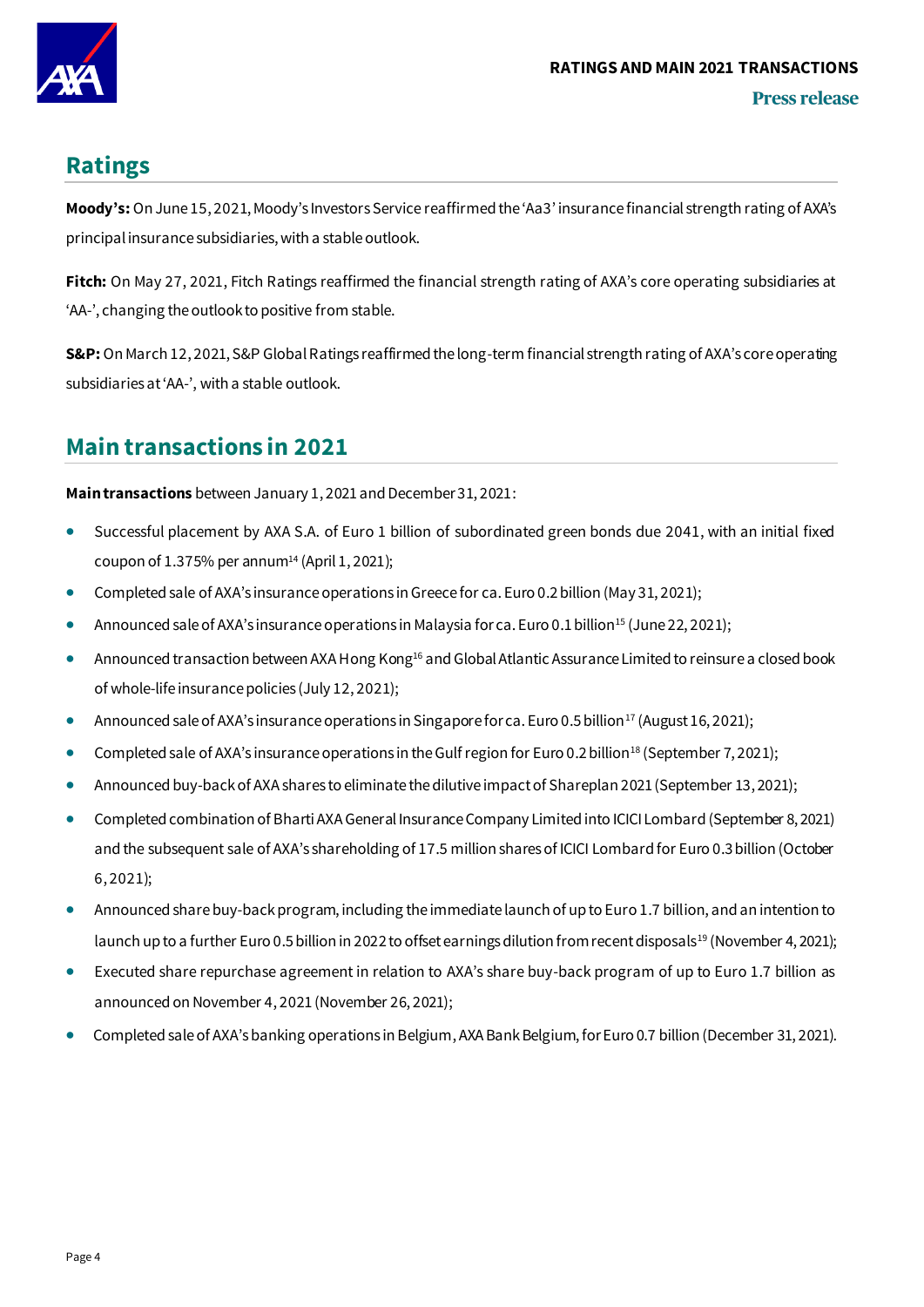## Ratings

**Moody's:** On June 15, 2021, Moody's Investors Service reaffirmed the 'Aa3' insurance financial strength rating of AXA's principal insurance subsidiaries, with a stable outlook.

**Fitch:** On May 27, 2021, Fitch Ratings reaffirmed the financial strength rating of AXA's core operating subsidiaries at 'AA-', changing the outlook to positive from stable.

**S&P:** On March 12, 2021, S&P Global Ratings reaffirmed the long-term financial strength rating of AXA's core operating subsidiaries at 'AA-', with a stable outlook.

## Main transactions in 2021

**Main transactions** between January 1, 2021 and December 31, 2021:

- Successful placement by AXA S.A. of Euro 1 billion of subordinated green bonds due 2041, with an initial fixed coupon of 1.375% per annum[14] (April 1, 2021);
- Completed sale of AXA's insurance operations in Greece for ca. Euro 0.2 billion (May 31, 2021);
- Announced sale of AXA's insurance operations in Malaysia for ca. Euro 0.1 billion[15] (June 22, 2021);
- Announced transaction between AXA Hong Kong[16] and Global Atlantic Assurance Limited to reinsure a closed book of whole-life insurance policies (July 12, 2021);
- Announced sale of AXA's insurance operations in Singapore for ca. Euro 0.5 billion[17] (August 16, 2021);
- Completed sale of AXA's insurance operations in the Gulf region for Euro 0.2 billion[18] (September 7, 2021);
- Announced buy-back of AXA shares to eliminate the dilutive impact of Shareplan 2021 (September 13, 2021);
- Completed combination of Bharti AXA General Insurance Company Limited into ICICI Lombard (September 8, 2021) and the subsequent sale of AXA's shareholding of 17.5 million shares of ICICI Lombard for Euro 0.3 billion (October 6, 2021);
- Announced share buy-back program, including the immediate launch of up to Euro 1.7 billion, and an intention to launch up to a further Euro 0.5 billion in 2022 to offset earnings dilution from recent disposals[19] (November 4, 2021);
- Executed share repurchase agreement in relation to AXA's share buy-back program of up to Euro 1.7 billion as announced on November 4, 2021 (November 26, 2021);
- Completed sale of AXA's banking operations in Belgium, AXA Bank Belgium, for Euro 0.7 billion (December 31, 2021).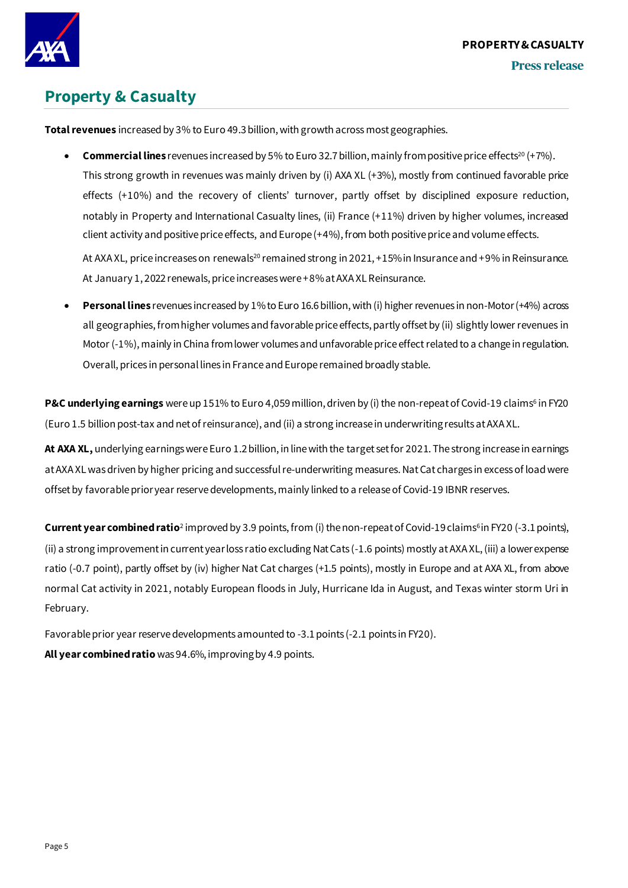## Property & Casualty

**Total revenues** increased by 3% to Euro 49.3 billion, with growth across most geographies.

- **Commercial lines** revenues increased by 5% to Euro 32.7 billion, mainly from positive price effects[20] (+7%). This strong growth in revenues was mainly driven by (i) AXA XL (+3%), mostly from continued favorable price effects (+10%) and the recovery of clients' turnover, partly offset by disciplined exposure reduction, notably in Property and International Casualty lines, (ii) France (+11%) driven by higher volumes, increased client activity and positive price effects, and Europe (+4%), from both positive price and volume effects.

  At AXA XL, price increases on renewals[20] remained strong in 2021, +15% in Insurance and +9% in Reinsurance. At January 1, 2022 renewals, price increases were +8% at AXA XL Reinsurance.

- **Personal lines** revenues increased by 1% to Euro 16.6 billion, with (i) higher revenues in non-Motor (+4%) across all geographies, from higher volumes and favorable price effects, partly offset by (ii) slightly lower revenues in Motor (-1%), mainly in China from lower volumes and unfavorable price effect related to a change in regulation. Overall, prices in personal lines in France and Europe remained broadly stable.

**P&C underlying earnings** were up 151% to Euro 4,059 million, driven by (i) the non-repeat of Covid-19 claims[6] in FY20 (Euro 1.5 billion post-tax and net of reinsurance), and (ii) a strong increase in underwriting results at AXA XL.

**At AXA XL,** underlying earnings were Euro 1.2 billion, in line with the target set for 2021. The strong increase in earnings at AXA XL was driven by higher pricing and successful re-underwriting measures. Nat Cat charges in excess of load were offset by favorable prior year reserve developments, mainly linked to a release of Covid-19 IBNR reserves.

**Current year combined ratio**[2] improved by 3.9 points, from (i) the non-repeat of Covid-19 claims[6] in FY20 (-3.1 points), (ii) a strong improvement in current year loss ratio excluding Nat Cats (-1.6 points) mostly at AXA XL, (iii) a lower expense ratio (-0.7 point), partly offset by (iv) higher Nat Cat charges (+1.5 points), mostly in Europe and at AXA XL, from above normal Cat activity in 2021, notably European floods in July, Hurricane Ida in August, and Texas winter storm Uri in February.

Favorable prior year reserve developments amounted to -3.1 points (-2.1 points in FY20).

**All year combined ratio** was 94.6%, improving by 4.9 points.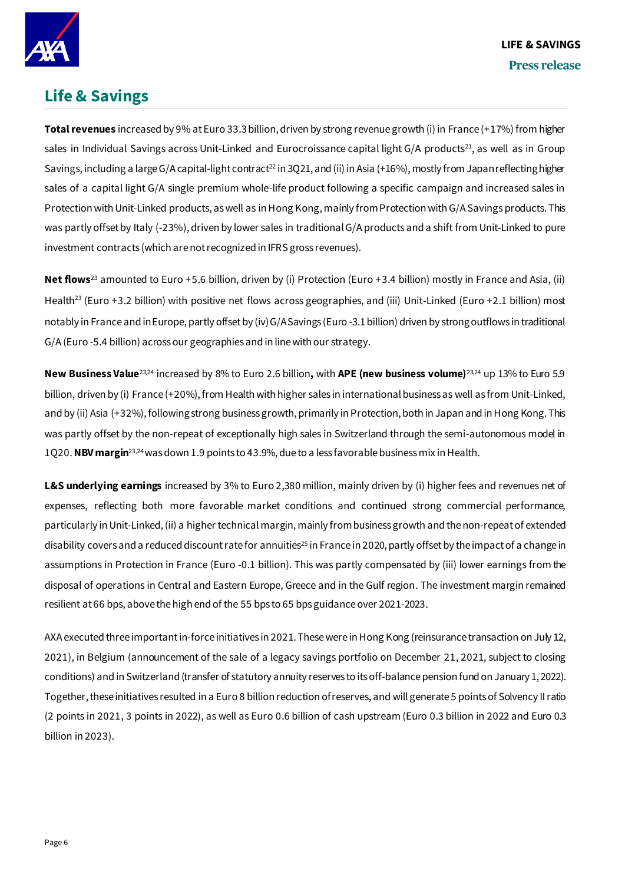## Life & Savings

**Total revenues** increased by 9% at Euro 33.3 billion, driven by strong revenue growth (i) in France (+17%) from higher sales in Individual Savings across Unit-Linked and Eurocroissance capital light G/A products[21], as well as in Group Savings, including a large G/A capital-light contract[22] in 3Q21, and (ii) in Asia (+16%), mostly from Japan reflecting higher sales of a capital light G/A single premium whole-life product following a specific campaign and increased sales in Protection with Unit-Linked products, as well as in Hong Kong, mainly from Protection with G/A Savings products. This was partly offset by Italy (-23%), driven by lower sales in traditional G/A products and a shift from Unit-Linked to pure investment contracts (which are not recognized in IFRS gross revenues).

**Net flows**[23] amounted to Euro +5.6 billion, driven by (i) Protection (Euro +3.4 billion) mostly in France and Asia, (ii) Health[23] (Euro +3.2 billion) with positive net flows across geographies, and (iii) Unit-Linked (Euro +2.1 billion) most notably in France and in Europe, partly offset by (iv) G/A Savings (Euro -3.1 billion) driven by strong outflows in traditional G/A (Euro -5.4 billion) across our geographies and in line with our strategy.

**New Business Value**[23,24] increased by 8% to Euro 2.6 billion**,** with **APE (new business volume)**[23,24] up 13% to Euro 5.9 billion, driven by (i) France (+20%), from Health with higher sales in international business as well as from Unit-Linked, and by (ii) Asia (+32%), following strong business growth, primarily in Protection, both in Japan and in Hong Kong. This was partly offset by the non-repeat of exceptionally high sales in Switzerland through the semi-autonomous model in 1Q20. **NBV margin**[23,24] was down 1.9 points to 43.9%, due to a less favorable business mix in Health.

**L&S underlying earnings** increased by 3% to Euro 2,380 million, mainly driven by (i) higher fees and revenues net of expenses, reflecting both more favorable market conditions and continued strong commercial performance, particularly in Unit-Linked, (ii) a higher technical margin, mainly from business growth and the non-repeat of extended disability covers and a reduced discount rate for annuities[25] in France in 2020, partly offset by the impact of a change in assumptions in Protection in France (Euro -0.1 billion). This was partly compensated by (iii) lower earnings from the disposal of operations in Central and Eastern Europe, Greece and in the Gulf region. The investment margin remained resilient at 66 bps, above the high end of the 55 bps to 65 bps guidance over 2021-2023.

AXA executed three important in-force initiatives in 2021. These were in Hong Kong (reinsurance transaction on July 12, 2021), in Belgium (announcement of the sale of a legacy savings portfolio on December 21, 2021, subject to closing conditions) and in Switzerland (transfer of statutory annuity reserves to its off-balance pension fund on January 1, 2022). Together, these initiatives resulted in a Euro 8 billion reduction of reserves, and will generate 5 points of Solvency II ratio (2 points in 2021, 3 points in 2022), as well as Euro 0.6 billion of cash upstream (Euro 0.3 billion in 2022 and Euro 0.3 billion in 2023).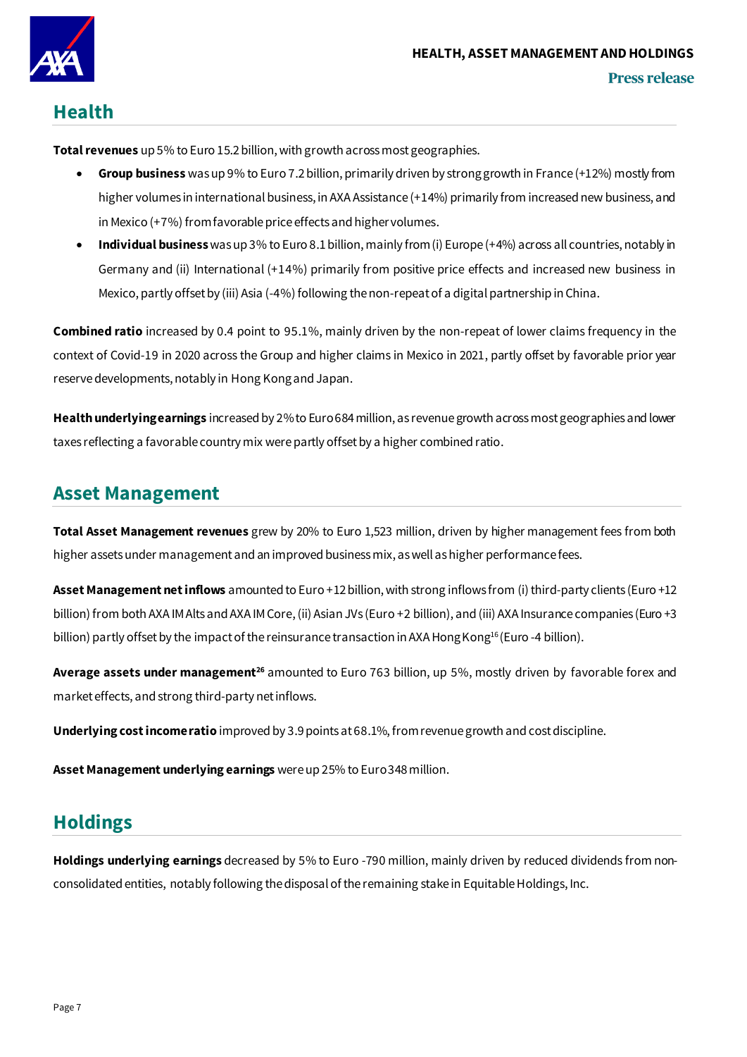## Health

**Total revenues** up 5% to Euro 15.2 billion, with growth across most geographies.

- **Group business** was up 9% to Euro 7.2 billion, primarily driven by strong growth in France (+12%) mostly from higher volumes in international business, in AXA Assistance (+14%) primarily from increased new business, and in Mexico (+7%) from favorable price effects and higher volumes.
- **Individual business** was up 3% to Euro 8.1 billion, mainly from (i) Europe (+4%) across all countries, notably in Germany and (ii) International (+14%) primarily from positive price effects and increased new business in Mexico, partly offset by (iii) Asia (-4%) following the non-repeat of a digital partnership in China.

**Combined ratio** increased by 0.4 point to 95.1%, mainly driven by the non-repeat of lower claims frequency in the context of Covid-19 in 2020 across the Group and higher claims in Mexico in 2021, partly offset by favorable prior year reserve developments, notably in Hong Kong and Japan.

**Health underlying earnings** increased by 2% to Euro 684 million, as revenue growth across most geographies and lower taxes reflecting a favorable country mix were partly offset by a higher combined ratio.

## Asset Management

**Total Asset Management revenues** grew by 20% to Euro 1,523 million, driven by higher management fees from both higher assets under management and an improved business mix, as well as higher performance fees.

**Asset Management net inflows** amounted to Euro +12 billion, with strong inflows from (i) third-party clients (Euro +12 billion) from both AXA IM Alts and AXA IM Core, (ii) Asian JVs (Euro +2 billion), and (iii) AXA Insurance companies (Euro +3 billion) partly offset by the impact of the reinsurance transaction in AXA Hong Kong[16] (Euro -4 billion).

**Average assets under management[26]** amounted to Euro 763 billion, up 5%, mostly driven by favorable forex and market effects, and strong third-party net inflows.

**Underlying cost income ratio** improved by 3.9 points at 68.1%, from revenue growth and cost discipline.

**Asset Management underlying earnings** were up 25% to Euro 348 million.

## Holdings

**Holdings underlying earnings** decreased by 5% to Euro -790 million, mainly driven by reduced dividends from non-consolidated entities, notably following the disposal of the remaining stake in Equitable Holdings, Inc.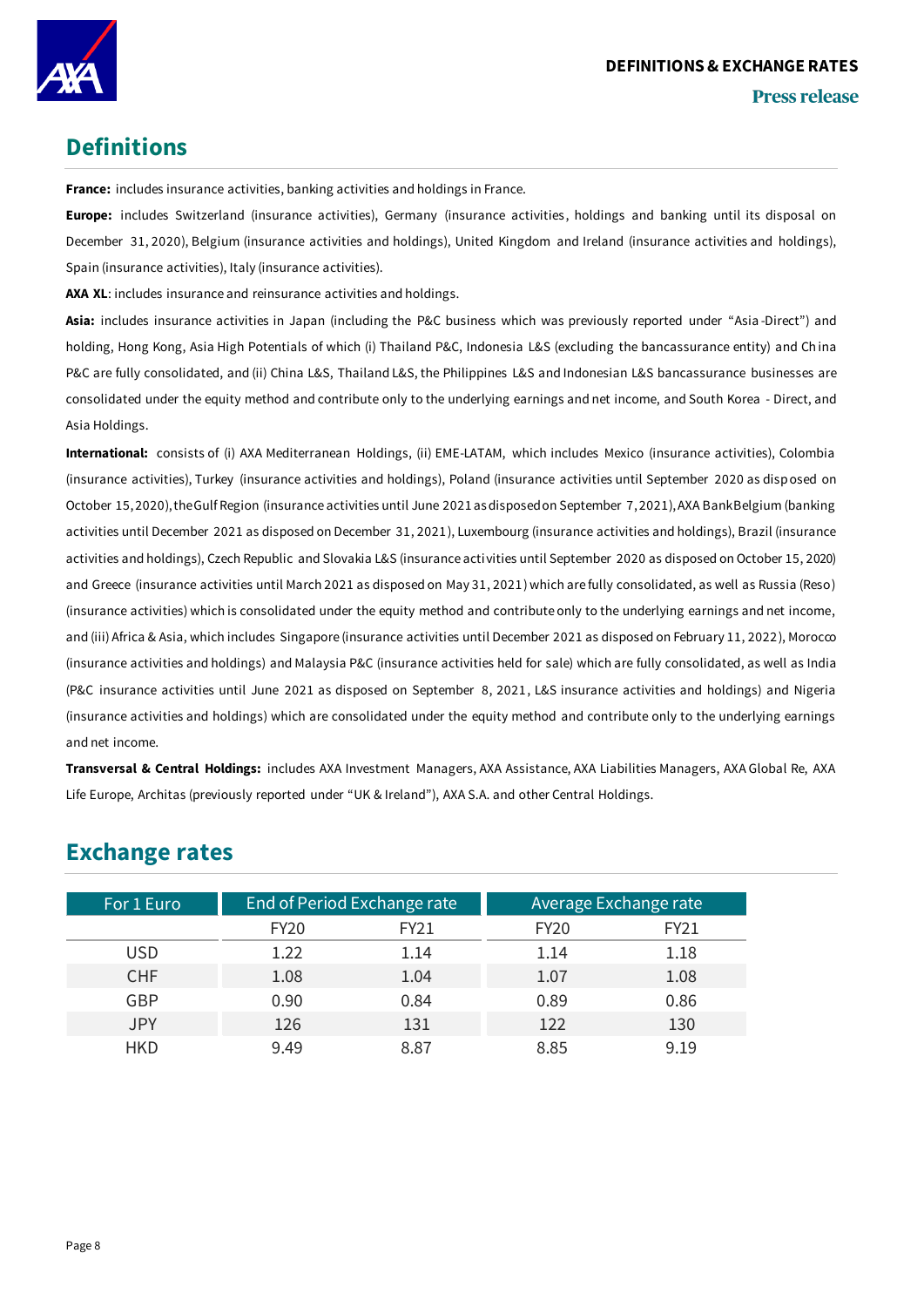## Definitions

**France:** includes insurance activities, banking activities and holdings in France.

**Europe:** includes Switzerland (insurance activities), Germany (insurance activities, holdings and banking until its disposal on December 31, 2020), Belgium (insurance activities and holdings), United Kingdom and Ireland (insurance activities and holdings), Spain (insurance activities), Italy (insurance activities).

**AXA XL**: includes insurance and reinsurance activities and holdings.

**Asia:** includes insurance activities in Japan (including the P&C business which was previously reported under "Asia-Direct") and holding, Hong Kong, Asia High Potentials of which (i) Thailand P&C, Indonesia L&S (excluding the bancassurance entity) and China P&C are fully consolidated, and (ii) China L&S, Thailand L&S, the Philippines L&S and Indonesian L&S bancassurance businesses are consolidated under the equity method and contribute only to the underlying earnings and net income, and South Korea - Direct, and Asia Holdings.

**International:** consists of (i) AXA Mediterranean Holdings, (ii) EME-LATAM, which includes Mexico (insurance activities), Colombia (insurance activities), Turkey (insurance activities and holdings), Poland (insurance activities until September 2020 as disposed on October 15, 2020), the Gulf Region (insurance activities until June 2021 as disposed on September 7, 2021), AXA Bank Belgium (banking activities until December 2021 as disposed on December 31, 2021), Luxembourg (insurance activities and holdings), Brazil (insurance activities and holdings), Czech Republic and Slovakia L&S (insurance activities until September 2020 as disposed on October 15, 2020) and Greece (insurance activities until March 2021 as disposed on May 31, 2021) which are fully consolidated, as well as Russia (Reso) (insurance activities) which is consolidated under the equity method and contribute only to the underlying earnings and net income, and (iii) Africa & Asia, which includes Singapore (insurance activities until December 2021 as disposed on February 11, 2022), Morocco (insurance activities and holdings) and Malaysia P&C (insurance activities held for sale) which are fully consolidated, as well as India (P&C insurance activities until June 2021 as disposed on September 8, 2021, L&S insurance activities and holdings) and Nigeria (insurance activities and holdings) which are consolidated under the equity method and contribute only to the underlying earnings and net income.

**Transversal & Central Holdings:** includes AXA Investment Managers, AXA Assistance, AXA Liabilities Managers, AXA Global Re, AXA Life Europe, Architas (previously reported under "UK & Ireland"), AXA S.A. and other Central Holdings.

## Exchange rates

| For 1 Euro | End of Period Exchange rate | | Average Exchange rate | |
|---|---|---|---|---|
| | FY20 | FY21 | FY20 | FY21 |
| USD | 1.22 | 1.14 | 1.14 | 1.18 |
| CHF | 1.08 | 1.04 | 1.07 | 1.08 |
| GBP | 0.90 | 0.84 | 0.89 | 0.86 |
| JPY | 126 | 131 | 122 | 130 |
| HKD | 9.49 | 8.87 | 8.85 | 9.19 |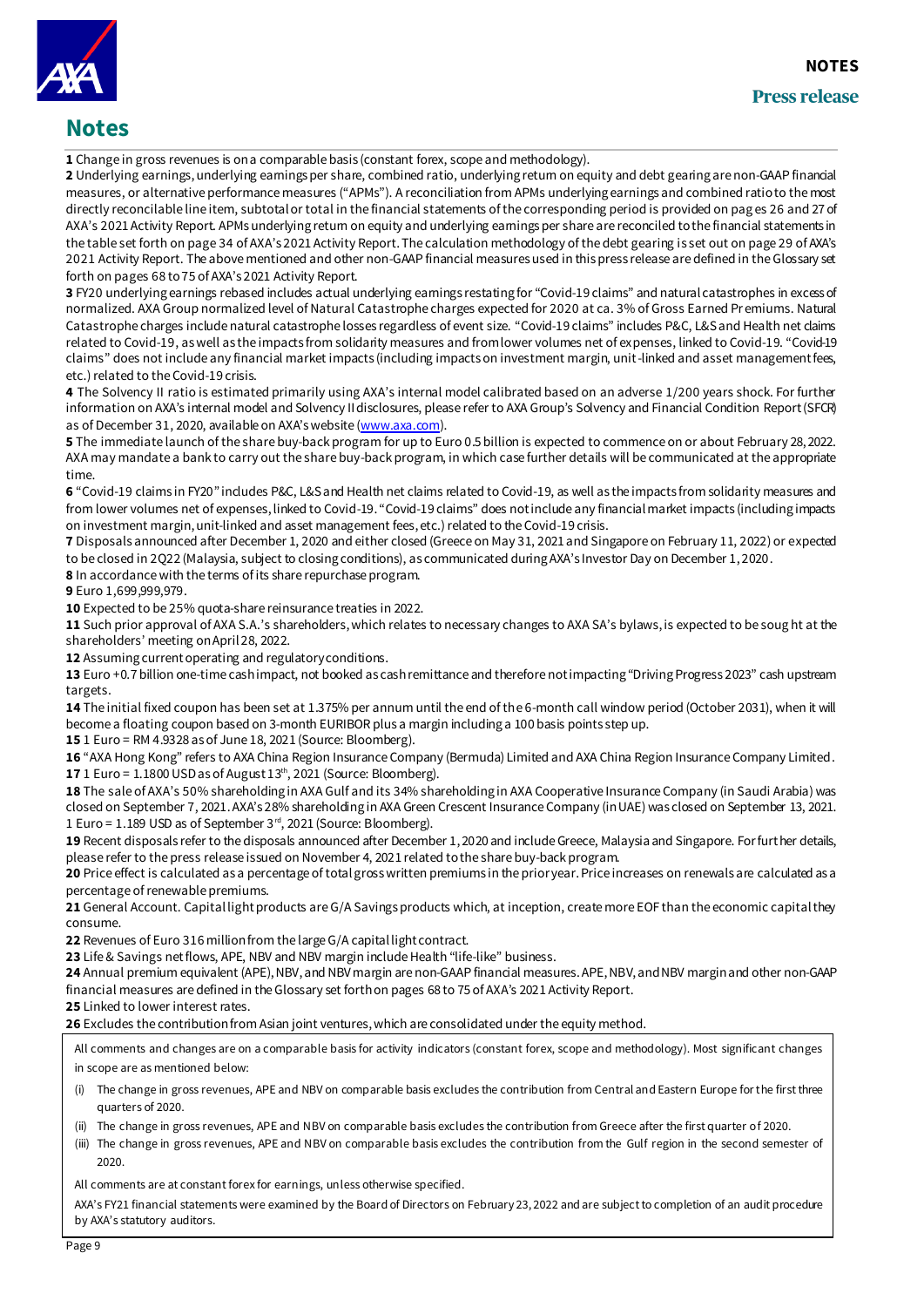# Notes

**1** Change in gross revenues is on a comparable basis (constant forex, scope and methodology).

**2** Underlying earnings, underlying earnings per share, combined ratio, underlying return on equity and debt gearing are non-GAAP financial measures, or alternative performance measures ("APMs"). A reconciliation from APMs underlying earnings and combined ratio to the most directly reconcilable line item, subtotal or total in the financial statements of the corresponding period is provided on pages 26 and 27 of AXA's 2021 Activity Report. APMs underlying return on equity and underlying earnings per share are reconciled to the financial statements in the table set forth on page 34 of AXA's 2021 Activity Report. The calculation methodology of the debt gearing is set out on page 29 of AXA's 2021 Activity Report. The above mentioned and other non-GAAP financial measures used in this press release are defined in the Glossary set forth on pages 68 to 75 of AXA's 2021 Activity Report.

**3** FY20 underlying earnings rebased includes actual underlying earnings restating for "Covid-19 claims" and natural catastrophes in excess of normalized. AXA Group normalized level of Natural Catastrophe charges expected for 2020 at ca. 3% of Gross Earned Premiums. Natural Catastrophe charges include natural catastrophe losses regardless of event size. "Covid-19 claims" includes P&C, L&S and Health net claims related to Covid-19, as well as the impacts from solidarity measures and from lower volumes net of expenses, linked to Covid-19. "Covid-19 claims" does not include any financial market impacts (including impacts on investment margin, unit-linked and asset management fees, etc.) related to the Covid-19 crisis.

**4** The Solvency II ratio is estimated primarily using AXA's internal model calibrated based on an adverse 1/200 years shock. For further information on AXA's internal model and Solvency II disclosures, please refer to AXA Group's Solvency and Financial Condition Report (SFCR) as of December 31, 2020, available on AXA's website (www.axa.com).

**5** The immediate launch of the share buy-back program for up to Euro 0.5 billion is expected to commence on or about February 28, 2022. AXA may mandate a bank to carry out the share buy-back program, in which case further details will be communicated at the appropriate time.

**6** "Covid-19 claims in FY20" includes P&C, L&S and Health net claims related to Covid-19, as well as the impacts from solidarity measures and from lower volumes net of expenses, linked to Covid-19. "Covid-19 claims" does not include any financial market impacts (including impacts on investment margin, unit-linked and asset management fees, etc.) related to the Covid-19 crisis.

**7** Disposals announced after December 1, 2020 and either closed (Greece on May 31, 2021 and Singapore on February 11, 2022) or expected to be closed in 2Q22 (Malaysia, subject to closing conditions), as communicated during AXA's Investor Day on December 1, 2020.

**8** In accordance with the terms of its share repurchase program.

**9** Euro 1,699,999,979.

**10** Expected to be 25% quota-share reinsurance treaties in 2022.

**11** Such prior approval of AXA S.A.'s shareholders, which relates to necessary changes to AXA SA's bylaws, is expected to be sought at the shareholders' meeting on April 28, 2022.

**12** Assuming current operating and regulatory conditions.

**13** Euro +0.7 billion one-time cash impact, not booked as cash remittance and therefore not impacting "Driving Progress 2023" cash upstream targets.

**14** The initial fixed coupon has been set at 1.375% per annum until the end of the 6-month call window period (October 2031), when it will become a floating coupon based on 3-month EURIBOR plus a margin including a 100 basis points step up.

**15** 1 Euro = RM 4.9328 as of June 18, 2021 (Source: Bloomberg).

**16** "AXA Hong Kong" refers to AXA China Region Insurance Company (Bermuda) Limited and AXA China Region Insurance Company Limited.

**17** 1 Euro = 1.1800 USD as of August 13th, 2021 (Source: Bloomberg).

**18** The sale of AXA's 50% shareholding in AXA Gulf and its 34% shareholding in AXA Cooperative Insurance Company (in Saudi Arabia) was closed on September 7, 2021. AXA's 28% shareholding in AXA Green Crescent Insurance Company (in UAE) was closed on September 13, 2021. 1 Euro = 1.189 USD as of September 3rd, 2021 (Source: Bloomberg).

**19** Recent disposals refer to the disposals announced after December 1, 2020 and include Greece, Malaysia and Singapore. For further details, please refer to the press release issued on November 4, 2021 related to the share buy-back program.

**20** Price effect is calculated as a percentage of total gross written premiums in the prior year. Price increases on renewals are calculated as a percentage of renewable premiums.

**21** General Account. Capital light products are G/A Savings products which, at inception, create more EOF than the economic capital they consume.

**22** Revenues of Euro 316 million from the large G/A capital light contract.

**23** Life & Savings net flows, APE, NBV and NBV margin include Health "life-like" business.

**24** Annual premium equivalent (APE), NBV, and NBV margin are non-GAAP financial measures. APE, NBV, and NBV margin and other non-GAAP financial measures are defined in the Glossary set forth on pages 68 to 75 of AXA's 2021 Activity Report.

**25** Linked to lower interest rates.

**26** Excludes the contribution from Asian joint ventures, which are consolidated under the equity method.

All comments and changes are on a comparable basis for activity indicators (constant forex, scope and methodology). Most significant changes in scope are as mentioned below:

(i) The change in gross revenues, APE and NBV on comparable basis excludes the contribution from Central and Eastern Europe for the first three quarters of 2020.

(ii) The change in gross revenues, APE and NBV on comparable basis excludes the contribution from Greece after the first quarter of 2020.

(iii) The change in gross revenues, APE and NBV on comparable basis excludes the contribution from the Gulf region in the second semester of 2020.

All comments are at constant forex for earnings, unless otherwise specified.

AXA's FY21 financial statements were examined by the Board of Directors on February 23, 2022 and are subject to completion of an audit procedure by AXA's statutory auditors.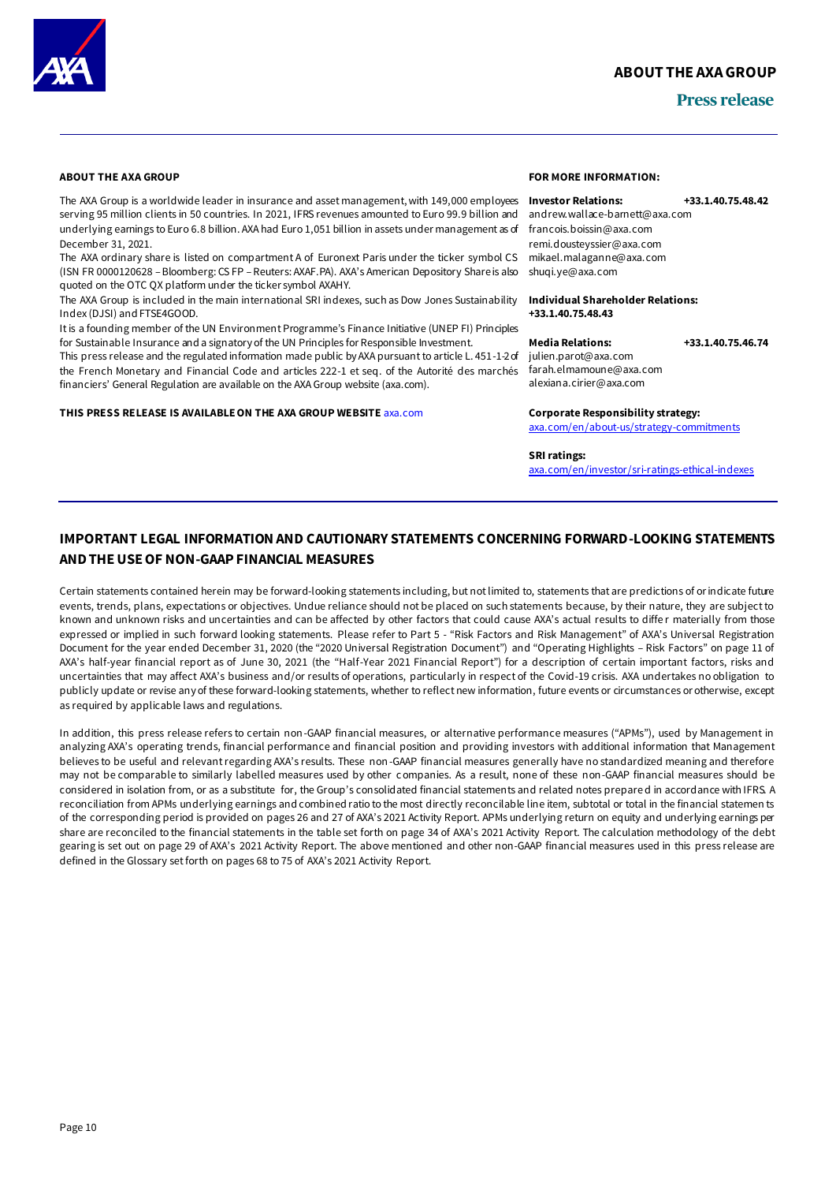## ABOUT THE AXA GROUP

The AXA Group is a worldwide leader in insurance and asset management, with 149,000 employees serving 95 million clients in 50 countries. In 2021, IFRS revenues amounted to Euro 99.9 billion and underlying earnings to Euro 6.8 billion. AXA had Euro 1,051 billion in assets under management as of December 31, 2021.

The AXA ordinary share is listed on compartment A of Euronext Paris under the ticker symbol CS (ISN FR 0000120628 – Bloomberg: CS FP – Reuters: AXAF.PA). AXA's American Depository Share is also quoted on the OTC QX platform under the ticker symbol AXAHY.

The AXA Group is included in the main international SRI indexes, such as Dow Jones Sustainability Index (DJSI) and FTSE4GOOD.

It is a founding member of the UN Environment Programme's Finance Initiative (UNEP FI) Principles for Sustainable Insurance and a signatory of the UN Principles for Responsible Investment.

This press release and the regulated information made public by AXA pursuant to article L. 451-1-2 of the French Monetary and Financial Code and articles 222-1 et seq. of the Autorité des marchés financiers' General Regulation are available on the AXA Group website (axa.com).

**THIS PRESS RELEASE IS AVAILABLE ON THE AXA GROUP WEBSITE** axa.com

## FOR MORE INFORMATION:

**Investor Relations:** **+33.1.40.75.48.42**
andrew.wallace-barnett@axa.com
francois.boissin@axa.com
remi.dousteyssier@axa.com
mikael.malaganne@axa.com
shuqi.ye@axa.com

**Individual Shareholder Relations:**
**+33.1.40.75.48.43**

**Media Relations:** **+33.1.40.75.46.74**
julien.parot@axa.com
farah.elmamoune@axa.com
alexiana.cirier@axa.com

**Corporate Responsibility strategy:**
axa.com/en/about-us/strategy-commitments

**SRI ratings:**
axa.com/en/investor/sri-ratings-ethical-indexes

## IMPORTANT LEGAL INFORMATION AND CAUTIONARY STATEMENTS CONCERNING FORWARD-LOOKING STATEMENTS AND THE USE OF NON-GAAP FINANCIAL MEASURES

Certain statements contained herein may be forward-looking statements including, but not limited to, statements that are predictions of or indicate future events, trends, plans, expectations or objectives. Undue reliance should not be placed on such statements because, by their nature, they are subject to known and unknown risks and uncertainties and can be affected by other factors that could cause AXA's actual results to differ materially from those expressed or implied in such forward looking statements. Please refer to Part 5 - "Risk Factors and Risk Management" of AXA's Universal Registration Document for the year ended December 31, 2020 (the "2020 Universal Registration Document") and "Operating Highlights – Risk Factors" on page 11 of AXA's half-year financial report as of June 30, 2021 (the "Half-Year 2021 Financial Report") for a description of certain important factors, risks and uncertainties that may affect AXA's business and/or results of operations, particularly in respect of the Covid-19 crisis. AXA undertakes no obligation to publicly update or revise any of these forward-looking statements, whether to reflect new information, future events or circumstances or otherwise, except as required by applicable laws and regulations.

In addition, this press release refers to certain non-GAAP financial measures, or alternative performance measures ("APMs"), used by Management in analyzing AXA's operating trends, financial performance and financial position and providing investors with additional information that Management believes to be useful and relevant regarding AXA's results. These non-GAAP financial measures generally have no standardized meaning and therefore may not be comparable to similarly labelled measures used by other companies. As a result, none of these non-GAAP financial measures should be considered in isolation from, or as a substitute for, the Group's consolidated financial statements and related notes prepared in accordance with IFRS. A reconciliation from APMs underlying earnings and combined ratio to the most directly reconcilable line item, subtotal or total in the financial statements of the corresponding period is provided on pages 26 and 27 of AXA's 2021 Activity Report. APMs underlying return on equity and underlying earnings per share are reconciled to the financial statements in the table set forth on page 34 of AXA's 2021 Activity Report. The calculation methodology of the debt gearing is set out on page 29 of AXA's 2021 Activity Report. The above mentioned and other non-GAAP financial measures used in this press release are defined in the Glossary set forth on pages 68 to 75 of AXA's 2021 Activity Report.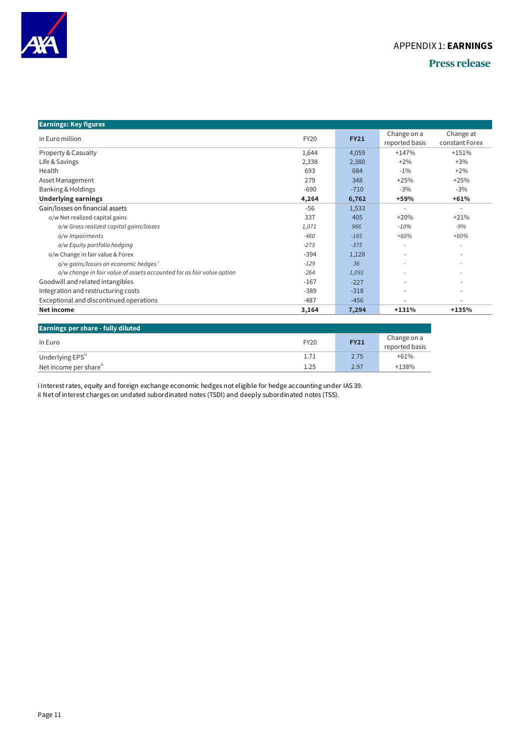APPENDIX 1: **EARNINGS**

**Press release**

| **Earnings: Key figures** | | | | |
|---|---|---|---|---|
| in Euro million | FY20 | **FY21** | Change on a reported basis | Change at constant Forex |
| Property & Casualty | 1,644 | 4,059 | +147% | +151% |
| Life & Savings | 2,338 | 2,380 | +2% | +3% |
| Health | 693 | 684 | -1% | +2% |
| Asset Management | 279 | 348 | +25% | +25% |
| Banking & Holdings | -690 | -710 | -3% | -3% |
| **Underlying earnings** | **4,264** | **6,762** | **+59%** | **+61%** |
| Gain/losses on financial assets | -56 | 1,533 | - | - |
| o/w Net realized capital gains | 337 | 405 | +20% | +21% |
| *o/w Gross realized capital gains/losses* | *1,071* | *966* | *-10%* | *-9%* |
| *o/w Impairments* | *-460* | *-185* | *+60%* | *+60%* |
| *o/w Equity portfolio hedging* | *-273* | *-375* | - | - |
| o/w Change in fair value & Forex | -394 | 1,128 | - | - |
| *o/w gains/losses on economic hedges* [i] | *-129* | *36* | - | - |
| *o/w change in fair value of assets accounted for as fair value option* | *-264* | *1,091* | - | - |
| Goodwill and related intangibles | -167 | -227 | - | - |
| Integration and restructuring costs | -389 | -318 | - | - |
| Exceptional and discontinued operations | -487 | -456 | - | - |
| **Net income** | **3,164** | **7,294** | **+131%** | **+135%** |

| **Earnings per share - fully diluted** | | | |
|---|---|---|---|
| in Euro | FY20 | **FY21** | Change on a reported basis |
| Underlying EPS[ii] | 1.71 | 2.75 | +61% |
| Net income per share[ii] | 1.25 | 2.97 | +138% |

i Interest rates, equity and foreign exchange economic hedges not eligible for hedge accounting under IAS 39.
ii Net of interest charges on undated subordinated notes (TSDI) and deeply subordinated notes (TSS).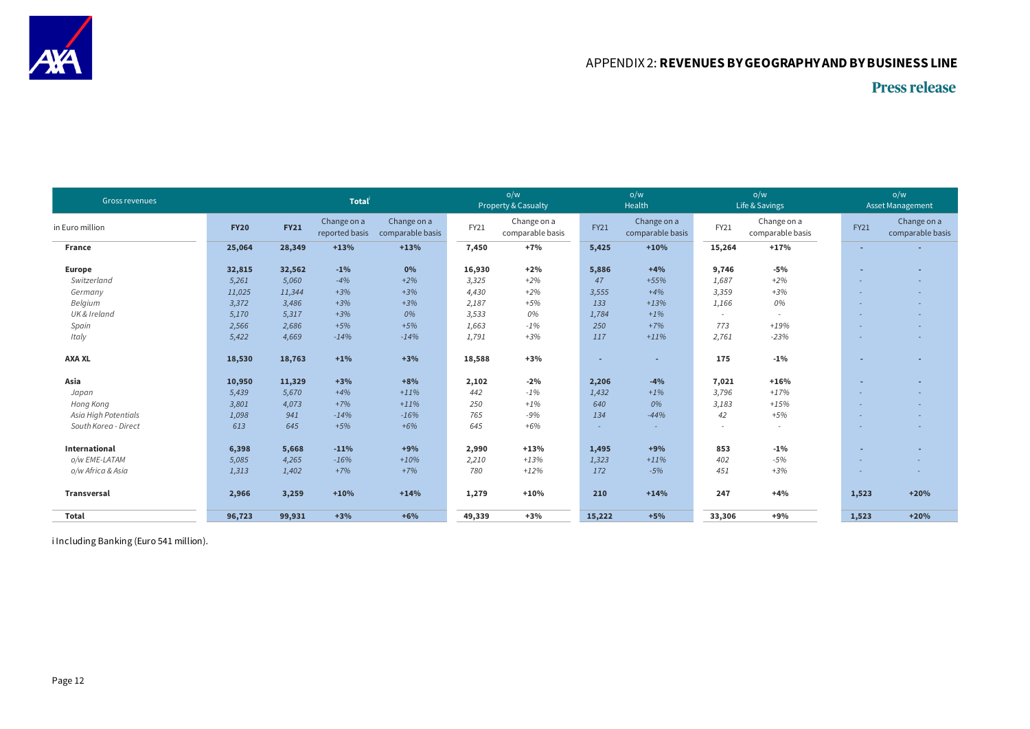## APPENDIX 2: REVENUES BY GEOGRAPHY AND BY BUSINESS LINE

**Press release**

| Gross revenues | Total[i] | | | | o/w Property & Casualty | | o/w Health | | o/w Life & Savings | | o/w Asset Management | |
|---|---|---|---|---|---|---|---|---|---|---|---|---|
| in Euro million | FY20 | FY21 | Change on a reported basis | Change on a comparable basis | FY21 | Change on a comparable basis | FY21 | Change on a comparable basis | FY21 | Change on a comparable basis | FY21 | Change on a comparable basis |
| **France** | **25,064** | **28,349** | **+13%** | **+13%** | **7,450** | **+7%** | **5,425** | **+10%** | **15,264** | **+17%** | **-** | **-** |
| **Europe** | **32,815** | **32,562** | **-1%** | **0%** | **16,930** | **+2%** | **5,886** | **+4%** | **9,746** | **-5%** | **-** | **-** |
| *Switzerland* | *5,261* | *5,060* | *-4%* | *+2%* | *3,325* | *+2%* | *47* | *+55%* | *1,687* | *+2%* | - | - |
| *Germany* | *11,025* | *11,344* | *+3%* | *+3%* | *4,430* | *+2%* | *3,555* | *+4%* | *3,359* | *+3%* | - | - |
| *Belgium* | *3,372* | *3,486* | *+3%* | *+3%* | *2,187* | *+5%* | *133* | *+13%* | *1,166* | *0%* | - | - |
| *UK & Ireland* | *5,170* | *5,317* | *+3%* | *0%* | *3,533* | *0%* | *1,784* | *+1%* | - | - | - | - |
| *Spain* | *2,566* | *2,686* | *+5%* | *+5%* | *1,663* | *-1%* | *250* | *+7%* | *773* | *+19%* | - | - |
| *Italy* | *5,422* | *4,669* | *-14%* | *-14%* | *1,791* | *+3%* | *117* | *+11%* | *2,761* | *-23%* | - | - |
| **AXA XL** | **18,530** | **18,763** | **+1%** | **+3%** | **18,588** | **+3%** | **-** | **-** | **175** | **-1%** | **-** | **-** |
| **Asia** | **10,950** | **11,329** | **+3%** | **+8%** | **2,102** | **-2%** | **2,206** | **-4%** | **7,021** | **+16%** | **-** | **-** |
| *Japan* | *5,439* | *5,670* | *+4%* | *+11%* | *442* | *-1%* | *1,432* | *+1%* | *3,796* | *+17%* | - | - |
| *Hong Kong* | *3,801* | *4,073* | *+7%* | *+11%* | *250* | *+1%* | *640* | *0%* | *3,183* | *+15%* | - | - |
| *Asia High Potentials* | *1,098* | *941* | *-14%* | *-16%* | *765* | *-9%* | *134* | *-44%* | *42* | *+5%* | - | - |
| *South Korea - Direct* | *613* | *645* | *+5%* | *+6%* | *645* | *+6%* | - | - | - | - | - | - |
| **International** | **6,398** | **5,668** | **-11%** | **+9%** | **2,990** | **+13%** | **1,495** | **+9%** | **853** | **-1%** | **-** | **-** |
| *o/w EME-LATAM* | *5,085* | *4,265* | *-16%* | *+10%* | *2,210* | *+13%* | *1,323* | *+11%* | *402* | *-5%* | - | - |
| *o/w Africa & Asia* | *1,313* | *1,402* | *+7%* | *+7%* | *780* | *+12%* | *172* | *-5%* | *451* | *+3%* | - | - |
| **Transversal** | **2,966** | **3,259** | **+10%** | **+14%** | **1,279** | **+10%** | **210** | **+14%** | **247** | **+4%** | **1,523** | **+20%** |
| **Total** | **96,723** | **99,931** | **+3%** | **+6%** | **49,339** | **+3%** | **15,222** | **+5%** | **33,306** | **+9%** | **1,523** | **+20%** |

i Including Banking (Euro 541 million).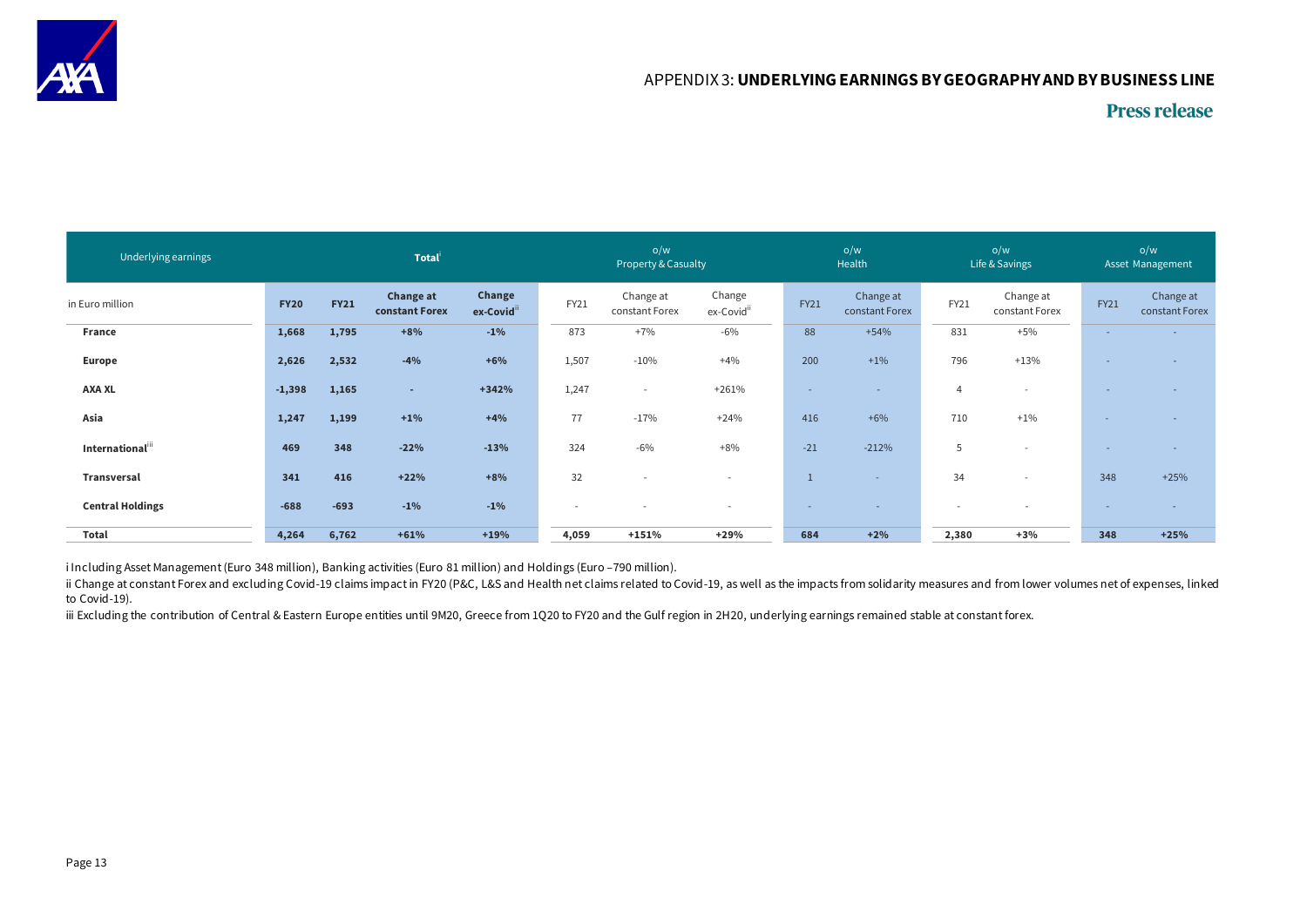## APPENDIX 3: **UNDERLYING EARNINGS BY GEOGRAPHY AND BY BUSINESS LINE**

**Press release**

| Underlying earnings | Total[i] | | | | o/w Property & Casualty | | | o/w Health | | o/w Life & Savings | | o/w Asset Management | |
|---|---|---|---|---|---|---|---|---|---|---|---|---|---|
| in Euro million | **FY20** | **FY21** | **Change at constant Forex** | **Change ex-Covid[ii]** | FY21 | Change at constant Forex | Change ex-Covid[ii] | FY21 | Change at constant Forex | FY21 | Change at constant Forex | FY21 | Change at constant Forex |
| **France** | **1,668** | **1,795** | **+8%** | **-1%** | 873 | +7% | -6% | 88 | +54% | 831 | +5% | - | - |
| **Europe** | **2,626** | **2,532** | **-4%** | **+6%** | 1,507 | -10% | +4% | 200 | +1% | 796 | +13% | - | - |
| **AXA XL** | **-1,398** | **1,165** | **-** | **+342%** | 1,247 | - | +261% | - | - | 4 | - | - | - |
| **Asia** | **1,247** | **1,199** | **+1%** | **+4%** | 77 | -17% | +24% | 416 | +6% | 710 | +1% | - | - |
| **International[iii]** | **469** | **348** | **-22%** | **-13%** | 324 | -6% | +8% | -21 | -212% | 5 | - | - | - |
| **Transversal** | **341** | **416** | **+22%** | **+8%** | 32 | - | - | 1 | - | 34 | - | 348 | +25% |
| **Central Holdings** | **-688** | **-693** | **-1%** | **-1%** | - | - | - | - | - | - | - | - | - |
| **Total** | **4,264** | **6,762** | **+61%** | **+19%** | **4,059** | **+151%** | **+29%** | **684** | **+2%** | **2,380** | **+3%** | **348** | **+25%** |

i Including Asset Management (Euro 348 million), Banking activities (Euro 81 million) and Holdings (Euro –790 million).

ii Change at constant Forex and excluding Covid-19 claims impact in FY20 (P&C, L&S and Health net claims related to Covid-19, as well as the impacts from solidarity measures and from lower volumes net of expenses, linked to Covid-19).

iii Excluding the contribution of Central & Eastern Europe entities until 9M20, Greece from 1Q20 to FY20 and the Gulf region in 2H20, underlying earnings remained stable at constant forex.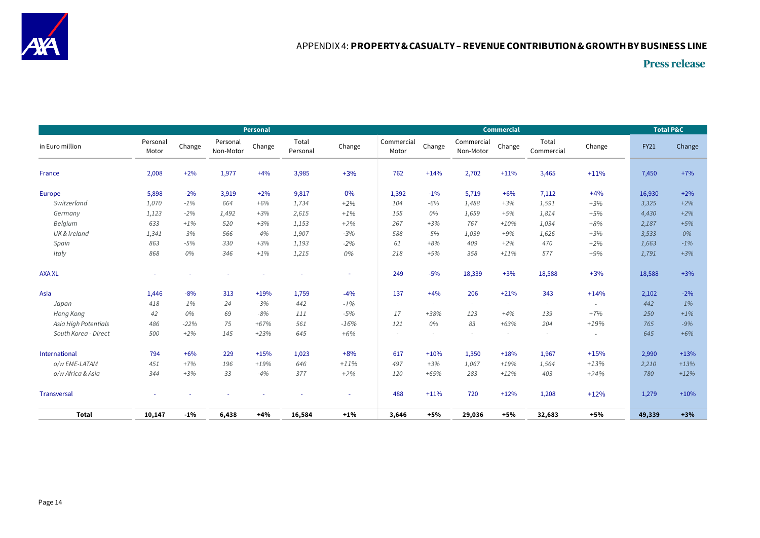## APPENDIX 4: **PROPERTY & CASUALTY – REVENUE CONTRIBUTION & GROWTH BY BUSINESS LINE**

**Press release**

| in Euro million | Personal | | | | | | Commercial | | | | | | Total P&C | |
|---|---|---|---|---|---|---|---|---|---|---|---|---|---|---|
| | Personal Motor | Change | Personal Non-Motor | Change | Total Personal | Change | Commercial Motor | Change | Commercial Non-Motor | Change | Total Commercial | Change | FY21 | Change |
| France | 2,008 | +2% | 1,977 | +4% | 3,985 | +3% | 762 | +14% | 2,702 | +11% | 3,465 | +11% | 7,450 | +7% |
| Europe | 5,898 | -2% | 3,919 | +2% | 9,817 | 0% | 1,392 | -1% | 5,719 | +6% | 7,112 | +4% | 16,930 | +2% |
| *Switzerland* | *1,070* | *-1%* | *664* | *+6%* | *1,734* | *+2%* | *104* | *-6%* | *1,488* | *+3%* | *1,591* | *+3%* | *3,325* | *+2%* |
| *Germany* | *1,123* | *-2%* | *1,492* | *+3%* | *2,615* | *+1%* | *155* | *0%* | *1,659* | *+5%* | *1,814* | *+5%* | *4,430* | *+2%* |
| *Belgium* | *633* | *+1%* | *520* | *+3%* | *1,153* | *+2%* | *267* | *+3%* | *767* | *+10%* | *1,034* | *+8%* | *2,187* | *+5%* |
| *UK & Ireland* | *1,341* | *-3%* | *566* | *-4%* | *1,907* | *-3%* | *588* | *-5%* | *1,039* | *+9%* | *1,626* | *+3%* | *3,533* | *0%* |
| *Spain* | *863* | *-5%* | *330* | *+3%* | *1,193* | *-2%* | *61* | *+8%* | *409* | *+2%* | *470* | *+2%* | *1,663* | *-1%* |
| *Italy* | *868* | *0%* | *346* | *+1%* | *1,215* | *0%* | *218* | *+5%* | *358* | *+11%* | *577* | *+9%* | *1,791* | *+3%* |
| AXA XL | - | - | - | - | - | - | 249 | -5% | 18,339 | +3% | 18,588 | +3% | 18,588 | +3% |
| Asia | 1,446 | -8% | 313 | +19% | 1,759 | -4% | 137 | +4% | 206 | +21% | 343 | +14% | 2,102 | -2% |
| *Japan* | *418* | *-1%* | *24* | *-3%* | *442* | *-1%* | - | - | - | - | - | - | *442* | *-1%* |
| *Hong Kong* | *42* | *0%* | *69* | *-8%* | *111* | *-5%* | *17* | *+38%* | *123* | *+4%* | *139* | *+7%* | *250* | *+1%* |
| *Asia High Potentials* | *486* | *-22%* | *75* | *+67%* | *561* | *-16%* | *121* | *0%* | *83* | *+63%* | *204* | *+19%* | *765* | *-9%* |
| *South Korea - Direct* | *500* | *+2%* | *145* | *+23%* | *645* | *+6%* | - | - | - | - | - | - | *645* | *+6%* |
| International | 794 | +6% | 229 | +15% | 1,023 | +8% | 617 | +10% | 1,350 | +18% | 1,967 | +15% | 2,990 | +13% |
| *o/w EME-LATAM* | *451* | *+7%* | *196* | *+19%* | *646* | *+11%* | *497* | *+3%* | *1,067* | *+19%* | *1,564* | *+13%* | *2,210* | *+13%* |
| *o/w Africa & Asia* | *344* | *+3%* | *33* | *-4%* | *377* | *+2%* | *120* | *+65%* | *283* | *+12%* | *403* | *+24%* | *780* | *+12%* |
| Transversal | - | - | - | - | - | - | 488 | +11% | 720 | +12% | 1,208 | +12% | 1,279 | +10% |
| **Total** | **10,147** | **-1%** | **6,438** | **+4%** | **16,584** | **+1%** | **3,646** | **+5%** | **29,036** | **+5%** | **32,683** | **+5%** | **49,339** | **+3%** |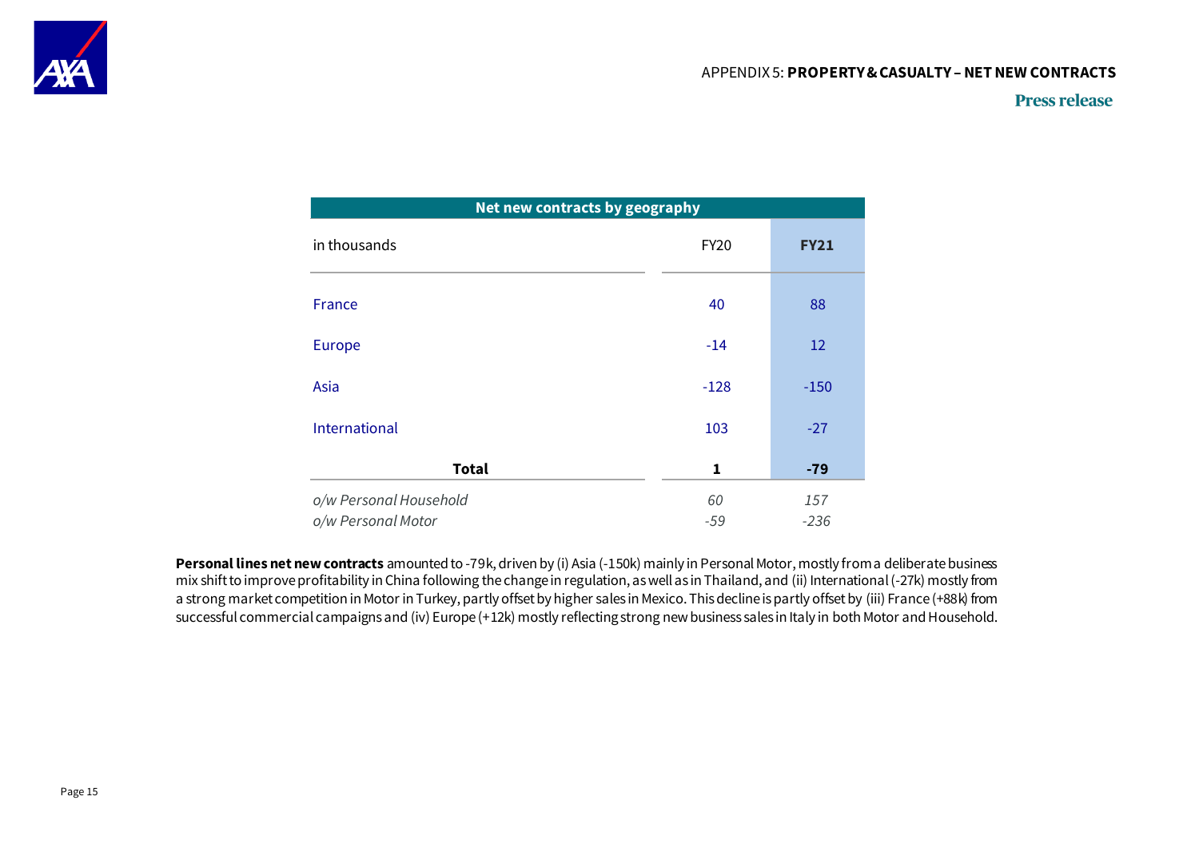APPENDIX 5: **PROPERTY & CASUALTY – NET NEW CONTRACTS**

**Press release**

| Net new contracts by geography | | |
|---|---|---|
| in thousands | FY20 | **FY21** |
| France | 40 | 88 |
| Europe | -14 | 12 |
| Asia | -128 | -150 |
| International | 103 | -27 |
| **Total** | **1** | **-79** |
| *o/w Personal Household* | *60* | *157* |
| *o/w Personal Motor* | *-59* | *-236* |

**Personal lines net new contracts** amounted to -79k, driven by (i) Asia (-150k) mainly in Personal Motor, mostly from a deliberate business mix shift to improve profitability in China following the change in regulation, as well as in Thailand, and (ii) International (-27k) mostly from a strong market competition in Motor in Turkey, partly offset by higher sales in Mexico. This decline is partly offset by (iii) France (+88k) from successful commercial campaigns and (iv) Europe (+12k) mostly reflecting strong new business sales in Italy in both Motor and Household.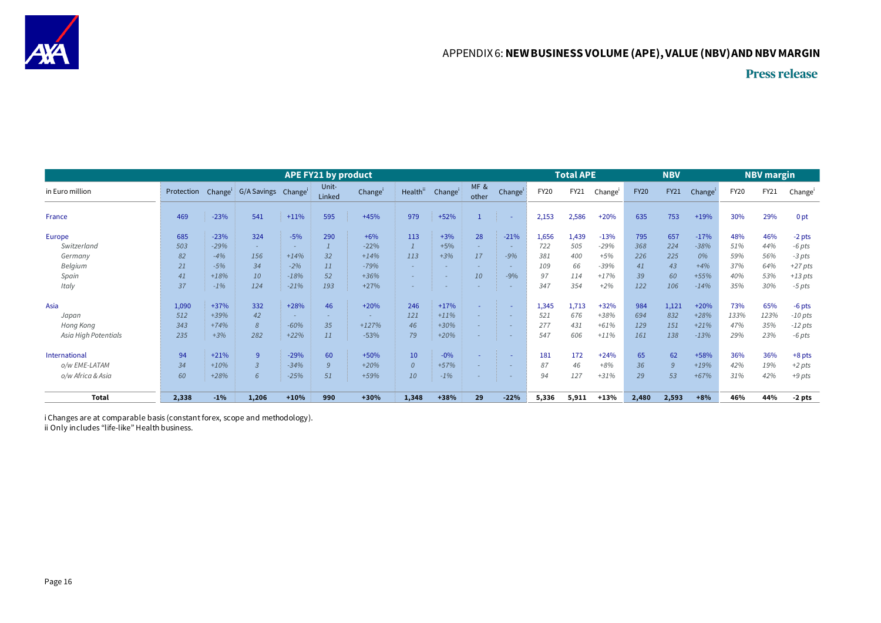# APPENDIX 6: NEW BUSINESS VOLUME (APE), VALUE (NBV) AND NBV MARGIN

**Press release**

| | APE FY21 by product | | | | | | | | | | Total APE | | | NBV | | | NBV margin | | |
|---|---|---|---|---|---|---|---|---|---|---|---|---|---|---|---|---|---|---|---|
| in Euro million | Protection | Change[i] | G/A Savings | Change[i] | Unit-Linked | Change[i] | Health[ii] | Change[i] | MF & other | Change[i] | FY20 | FY21 | Change[i] | FY20 | FY21 | Change[i] | FY20 | FY21 | Change[i] |
| France | 469 | -23% | 541 | +11% | 595 | +45% | 979 | +52% | 1 | - | 2,153 | 2,586 | +20% | 635 | 753 | +19% | 30% | 29% | 0 pt |
| Europe | 685 | -23% | 324 | -5% | 290 | +6% | 113 | +3% | 28 | -21% | 1,656 | 1,439 | -13% | 795 | 657 | -17% | 48% | 46% | -2 pts |
| *Switzerland* | *503* | *-29%* | *-* | *-* | *1* | *-22%* | *1* | *+5%* | *-* | *-* | *722* | *505* | *-29%* | *368* | *224* | *-38%* | *51%* | *44%* | *-6 pts* |
| *Germany* | *82* | *-4%* | *156* | *+14%* | *32* | *+14%* | *113* | *+3%* | *17* | *-9%* | *381* | *400* | *+5%* | *226* | *225* | *0%* | *59%* | *56%* | *-3 pts* |
| *Belgium* | *21* | *-5%* | *34* | *-2%* | *11* | *-79%* | *-* | *-* | *-* | *-* | *109* | *66* | *-39%* | *41* | *43* | *+4%* | *37%* | *64%* | *+27 pts* |
| *Spain* | *41* | *+18%* | *10* | *-18%* | *52* | *+36%* | *-* | *-* | *10* | *-9%* | *97* | *114* | *+17%* | *39* | *60* | *+55%* | *40%* | *53%* | *+13 pts* |
| *Italy* | *37* | *-1%* | *124* | *-21%* | *193* | *+27%* | *-* | *-* | *-* | *-* | *347* | *354* | *+2%* | *122* | *106* | *-14%* | *35%* | *30%* | *-5 pts* |
| Asia | 1,090 | +37% | 332 | +28% | 46 | +20% | 246 | +17% | - | - | 1,345 | 1,713 | +32% | 984 | 1,121 | +20% | 73% | 65% | -6 pts |
| *Japan* | *512* | *+39%* | *42* | *-* | *-* | *-* | *121* | *+11%* | *-* | *-* | *521* | *676* | *+38%* | *694* | *832* | *+28%* | *133%* | *123%* | *-10 pts* |
| *Hong Kong* | *343* | *+74%* | *8* | *-60%* | *35* | *+127%* | *46* | *+30%* | *-* | *-* | *277* | *431* | *+61%* | *129* | *151* | *+21%* | *47%* | *35%* | *-12 pts* |
| *Asia High Potentials* | *235* | *+3%* | *282* | *+22%* | *11* | *-53%* | *79* | *+20%* | *-* | *-* | *547* | *606* | *+11%* | *161* | *138* | *-13%* | *29%* | *23%* | *-6 pts* |
| International | 94 | +21% | 9 | -29% | 60 | +50% | 10 | -0% | - | - | 181 | 172 | +24% | 65 | 62 | +58% | 36% | 36% | +8 pts |
| *o/w EME-LATAM* | *34* | *+10%* | *3* | *-34%* | *9* | *+20%* | *0* | *+57%* | *-* | *-* | *87* | *46* | *+8%* | *36* | *9* | *+19%* | *42%* | *19%* | *+2 pts* |
| *o/w Africa & Asia* | *60* | *+28%* | *6* | *-25%* | *51* | *+59%* | *10* | *-1%* | *-* | *-* | *94* | *127* | *+31%* | *29* | *53* | *+67%* | *31%* | *42%* | *+9 pts* |
| **Total** | **2,338** | **-1%** | **1,206** | **+10%** | **990** | **+30%** | **1,348** | **+38%** | **29** | **-22%** | **5,336** | **5,911** | **+13%** | **2,480** | **2,593** | **+8%** | **46%** | **44%** | **-2 pts** |

i Changes are at comparable basis (constant forex, scope and methodology).
ii Only includes "life-like" Health business.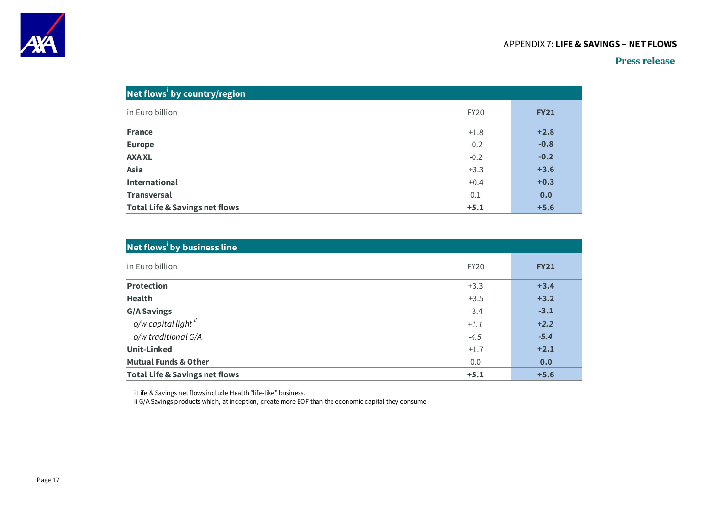APPENDIX 7: **LIFE & SAVINGS – NET FLOWS**

**Press release**

| **Net flows[i] by country/region** | | |
|---|---|---|
| in Euro billion | FY20 | **FY21** |
| **France** | +1.8 | **+2.8** |
| **Europe** | -0.2 | **-0.8** |
| **AXA XL** | -0.2 | **-0.2** |
| **Asia** | +3.3 | **+3.6** |
| **International** | +0.4 | **+0.3** |
| **Transversal** | 0.1 | **0.0** |
| **Total Life & Savings net flows** | **+5.1** | **+5.6** |

| **Net flows[i] by business line** | | |
|---|---|---|
| in Euro billion | FY20 | **FY21** |
| **Protection** | +3.3 | **+3.4** |
| **Health** | +3.5 | **+3.2** |
| **G/A Savings** | -3.4 | **-3.1** |
| *o/w capital light[ii]* | *+1.1* | ***+2.2*** |
| *o/w traditional G/A* | *-4.5* | ***-5.4*** |
| **Unit-Linked** | +1.7 | **+2.1** |
| **Mutual Funds & Other** | 0.0 | **0.0** |
| **Total Life & Savings net flows** | **+5.1** | **+5.6** |

i Life & Savings net flows include Health "life-like" business.
ii G/A Savings products which, at inception, create more EOF than the economic capital they consume.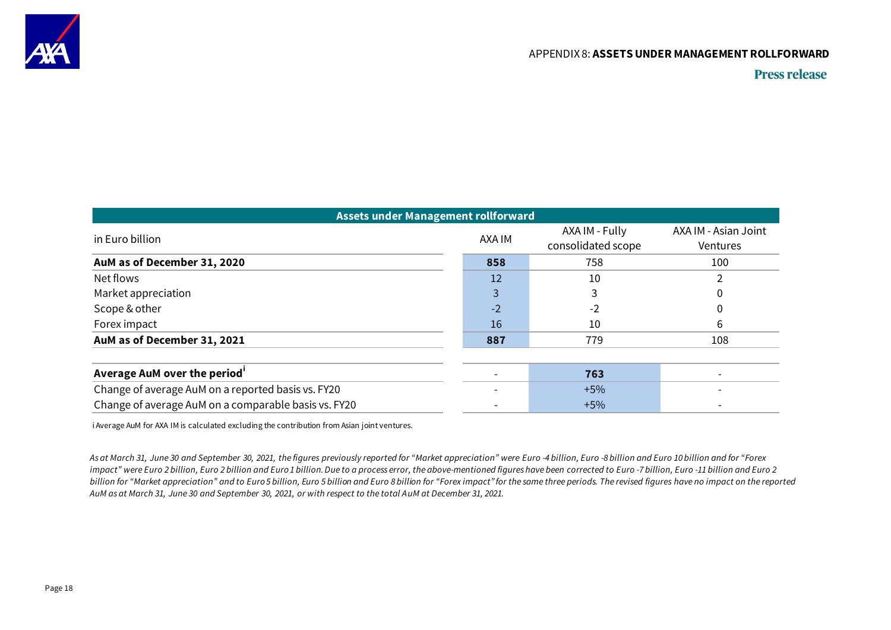# APPENDIX 8: **ASSETS UNDER MANAGEMENT ROLLFORWARD**

**Assets under Management rollforward**

| in Euro billion | AXA IM | AXA IM - Fully consolidated scope | AXA IM - Asian Joint Ventures |
|---|---|---|---|
| **AuM as of December 31, 2020** | **858** | 758 | 100 |
| Net flows | 12 | 10 | 2 |
| Market appreciation | 3 | 3 | 0 |
| Scope & other | -2 | -2 | 0 |
| Forex impact | 16 | 10 | 6 |
| **AuM as of December 31, 2021** | **887** | 779 | 108 |
| | | | |
| **Average AuM over the period**[i] | - | **763** | - |
| Change of average AuM on a reported basis vs. FY20 | - | +5% | - |
| Change of average AuM on a comparable basis vs. FY20 | - | +5% | - |

i Average AuM for AXA IM is calculated excluding the contribution from Asian joint ventures.

*As at March 31, June 30 and September 30, 2021, the figures previously reported for "Market appreciation" were Euro -4 billion, Euro -8 billion and Euro 10 billion and for "Forex impact" were Euro 2 billion, Euro 2 billion and Euro 1 billion. Due to a process error, the above-mentioned figures have been corrected to Euro -7 billion, Euro -11 billion and Euro 2 billion for "Market appreciation" and to Euro 5 billion, Euro 5 billion and Euro 8 billion for "Forex impact" for the same three periods. The revised figures have no impact on the reported AuM as at March 31, June 30 and September 30, 2021, or with respect to the total AuM at December 31, 2021.*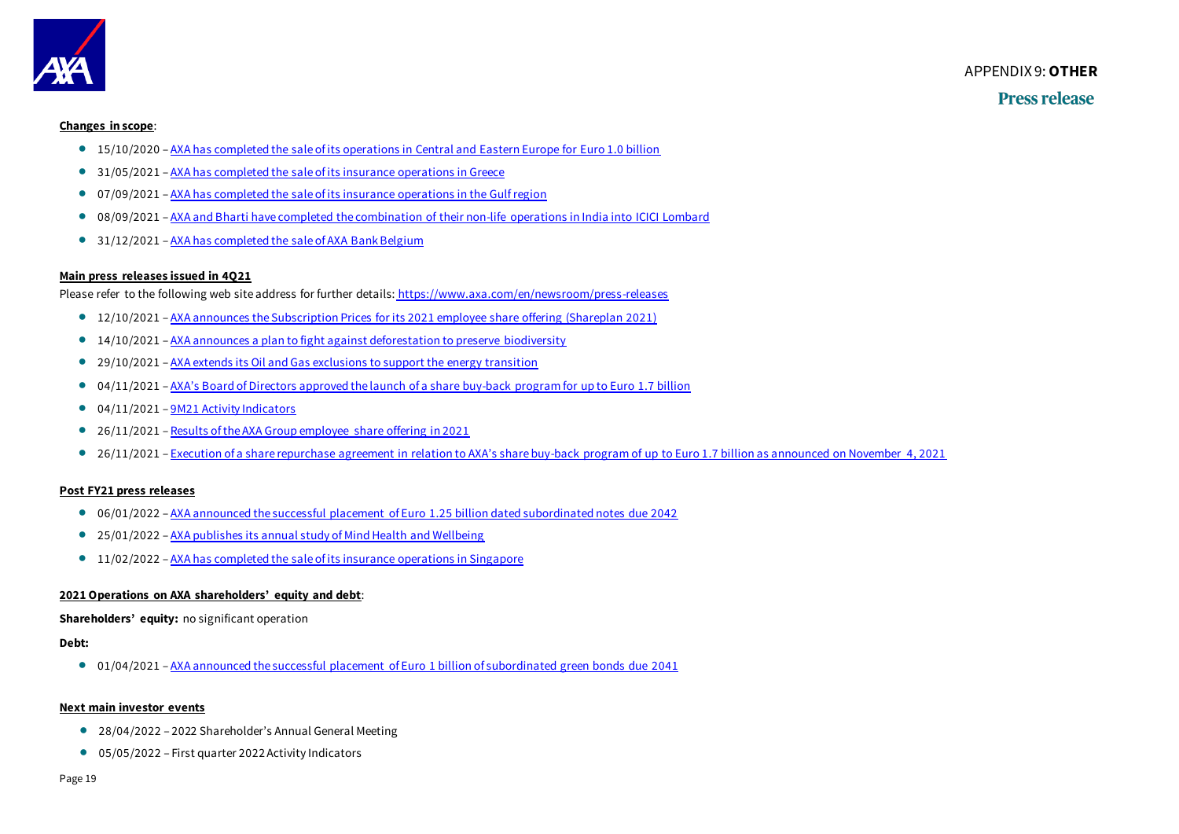**Changes in scope**:

- 15/10/2020 – AXA has completed the sale of its operations in Central and Eastern Europe for Euro 1.0 billion
- 31/05/2021 – AXA has completed the sale of its insurance operations in Greece
- 07/09/2021 – AXA has completed the sale of its insurance operations in the Gulf region
- 08/09/2021 – AXA and Bharti have completed the combination of their non-life operations in India into ICICI Lombard
- 31/12/2021 – AXA has completed the sale of AXA Bank Belgium

**Main press releases issued in 4Q21**

Please refer to the following web site address for further details: https://www.axa.com/en/newsroom/press-releases

- 12/10/2021 – AXA announces the Subscription Prices for its 2021 employee share offering (Shareplan 2021)
- 14/10/2021 – AXA announces a plan to fight against deforestation to preserve biodiversity
- 29/10/2021 – AXA extends its Oil and Gas exclusions to support the energy transition
- 04/11/2021 – AXA's Board of Directors approved the launch of a share buy-back program for up to Euro 1.7 billion
- 04/11/2021 – 9M21 Activity Indicators
- 26/11/2021 – Results of the AXA Group employee share offering in 2021
- 26/11/2021 – Execution of a share repurchase agreement in relation to AXA's share buy-back program of up to Euro 1.7 billion as announced on November 4, 2021

**Post FY21 press releases**

- 06/01/2022 – AXA announced the successful placement of Euro 1.25 billion dated subordinated notes due 2042
- 25/01/2022 – AXA publishes its annual study of Mind Health and Wellbeing
- 11/02/2022 – AXA has completed the sale of its insurance operations in Singapore

**2021 Operations on AXA shareholders' equity and debt**:

**Shareholders' equity:** no significant operation

**Debt:**

- 01/04/2021 – AXA announced the successful placement of Euro 1 billion of subordinated green bonds due 2041

**Next main investor events**

- 28/04/2022 – 2022 Shareholder's Annual General Meeting
- 05/05/2022 – First quarter 2022 Activity Indicators